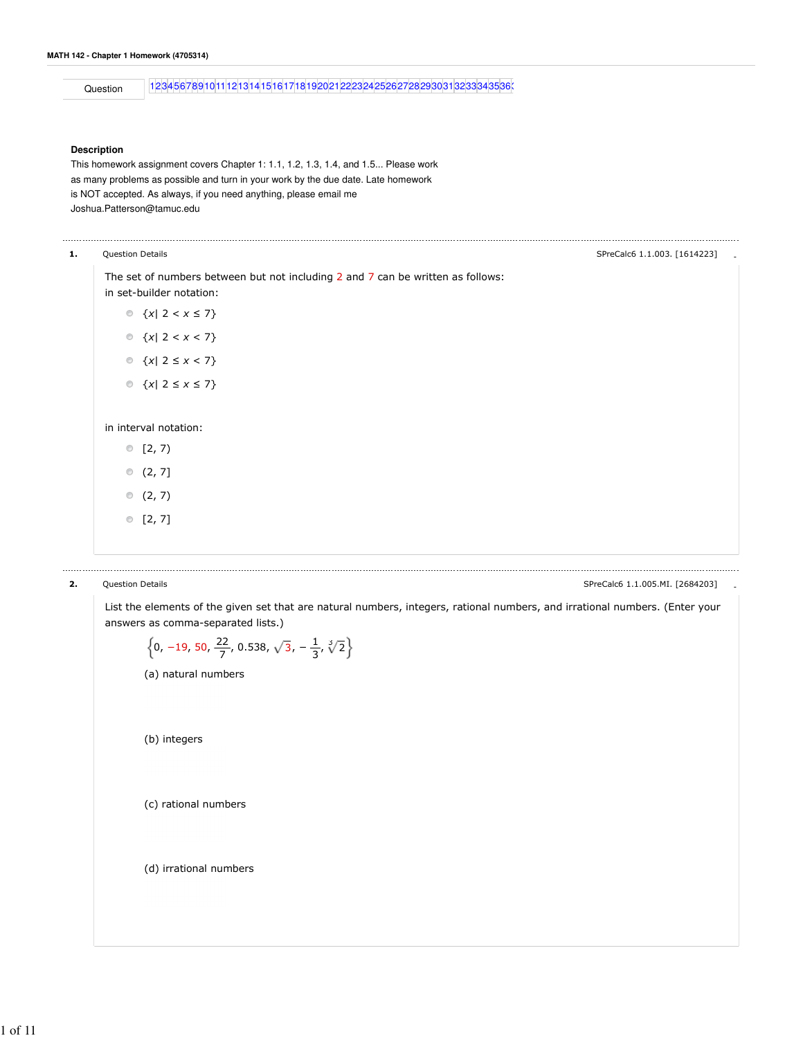**MATH 142 - Chapter 1 Homework (4705314)**

Question 1 2 3 4 5 6 7 8 9 10 11 12 13 14 15 16 17 18 19 20 21 22 23 24 25 26 27 28 29 30 31 32 33 34 35 36

**Description**

This homework assignment covers Chapter 1: 1.1, 1.2, 1.3, 1.4, and 1.5... Please work as many problems as possible and turn in your work by the due date. Late homework is NOT accepted. As always, if you need anything, please email me Joshua.Patterson@tamuc.edu

---

**1.** Question Details SPreCalc6 1.1.003. [1614223]

The set of numbers between but not including 2 and 7 can be written as follows:

in set-builder notation:

- $\{x|\ 2 < x \le 7\}$
- $\{x|\ 2 < x < 7\}$
- $\{x|\ 2 \le x < 7\}$
- $\{x|\ 2 \le x \le 7\}$

in interval notation:

- $[2, 7)$
- $(2, 7]$
- $(2, 7)$
- $[2, 7]$

---

**2.** Question Details SPreCalc6 1.1.005.MI. [2684203]

List the elements of the given set that are natural numbers, integers, rational numbers, and irrational numbers. (Enter your answers as comma-separated lists.)

$$\left\{0,\ -19,\ 50,\ \frac{22}{7},\ 0.538,\ \sqrt{3},\ -\frac{1}{3},\ \sqrt[3]{2}\right\}$$

(a) natural numbers

(b) integers

(c) rational numbers

(d) irrational numbers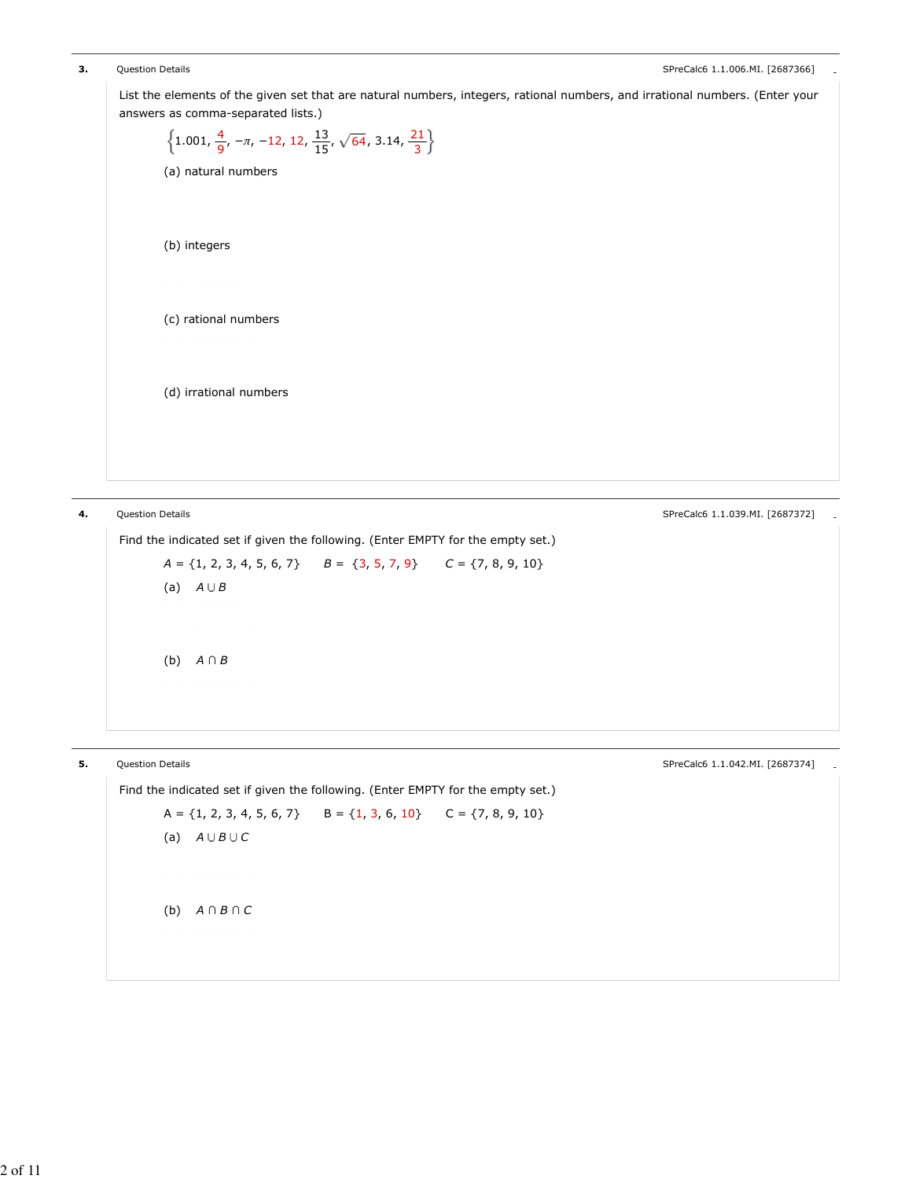**3.** Question Details SPreCalc6 1.1.006.MI. [2687366]

List the elements of the given set that are natural numbers, integers, rational numbers, and irrational numbers. (Enter your answers as comma-separated lists.)

$$\left\{1.001, \frac{4}{9}, -\pi, -12, 12, \frac{13}{15}, \sqrt{64}, 3.14, \frac{21}{3}\right\}$$

(a) natural numbers

(b) integers

(c) rational numbers

(d) irrational numbers

**4.** Question Details SPreCalc6 1.1.039.MI. [2687372]

Find the indicated set if given the following. (Enter EMPTY for the empty set.)

$A = \{1, 2, 3, 4, 5, 6, 7\}$ $B = \{3, 5, 7, 9\}$ $C = \{7, 8, 9, 10\}$

(a) $A \cup B$

(b) $A \cap B$

**5.** Question Details SPreCalc6 1.1.042.MI. [2687374]

Find the indicated set if given the following. (Enter EMPTY for the empty set.)

$A = \{1, 2, 3, 4, 5, 6, 7\}$ $B = \{1, 3, 6, 10\}$ $C = \{7, 8, 9, 10\}$

(a) $A \cup B \cup C$

(b) $A \cap B \cap C$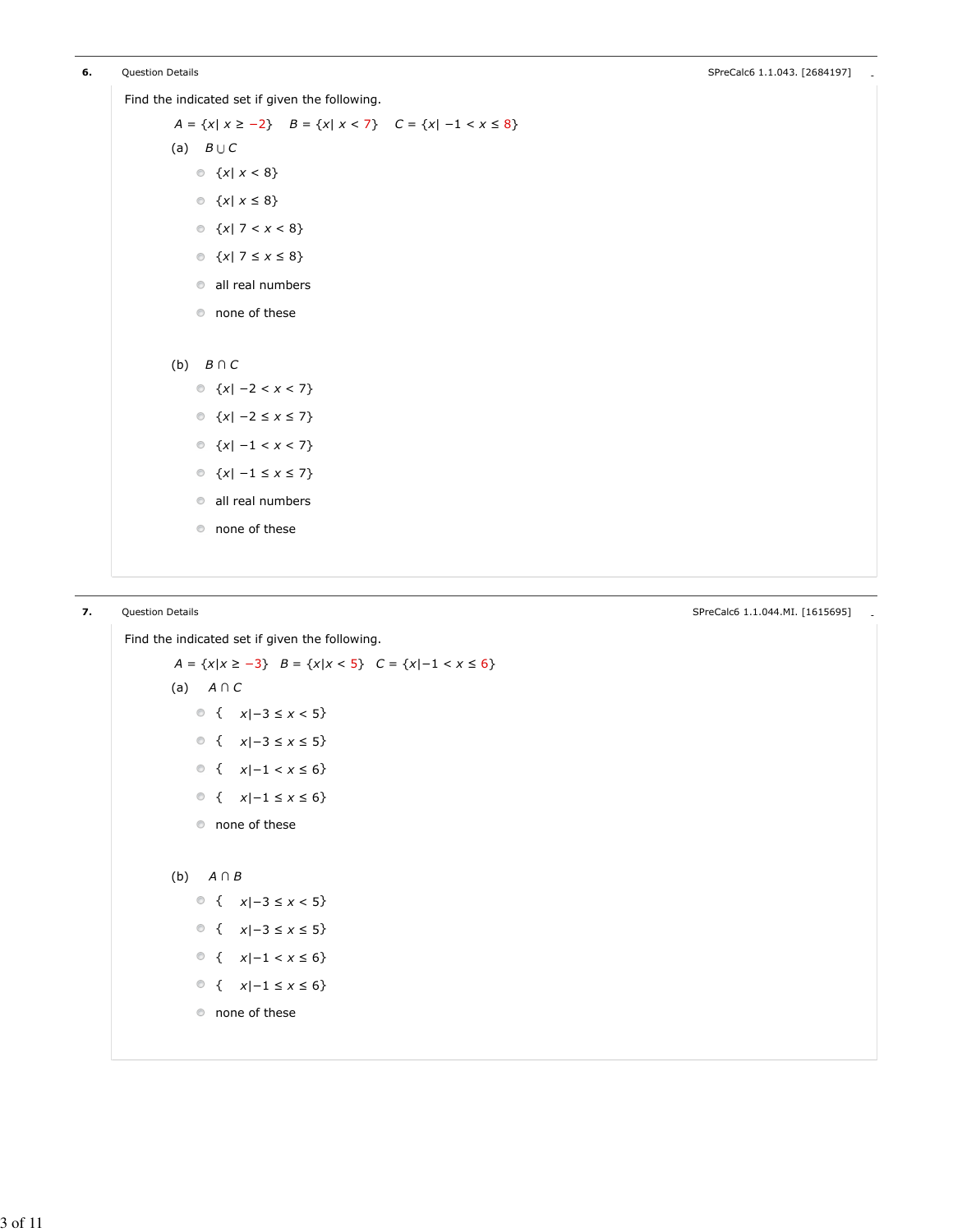**6.** Question Details — SPreCalc6 1.1.043. [2684197]

Find the indicated set if given the following.

$A = \{x \mid x \geq -2\}$ $B = \{x \mid x < 7\}$ $C = \{x \mid -1 < x \leq 8\}$

(a) $B \cup C$

- $\{x \mid x < 8\}$
- $\{x \mid x \leq 8\}$
- $\{x \mid 7 < x < 8\}$
- $\{x \mid 7 \leq x \leq 8\}$
- all real numbers
- none of these

(b) $B \cap C$

- $\{x \mid -2 < x < 7\}$
- $\{x \mid -2 \leq x \leq 7\}$
- $\{x \mid -1 < x < 7\}$
- $\{x \mid -1 \leq x \leq 7\}$
- all real numbers
- none of these

**7.** Question Details — SPreCalc6 1.1.044.MI. [1615695]

Find the indicated set if given the following.

$A = \{x \mid x \geq -3\}$ $B = \{x \mid x < 5\}$ $C = \{x \mid -1 < x \leq 6\}$

(a) $A \cap C$

- $\{x \mid -3 \leq x < 5\}$
- $\{x \mid -3 \leq x \leq 5\}$
- $\{x \mid -1 < x \leq 6\}$
- $\{x \mid -1 \leq x \leq 6\}$
- none of these

(b) $A \cap B$

- $\{x \mid -3 \leq x < 5\}$
- $\{x \mid -3 \leq x \leq 5\}$
- $\{x \mid -1 < x \leq 6\}$
- $\{x \mid -1 \leq x \leq 6\}$
- none of these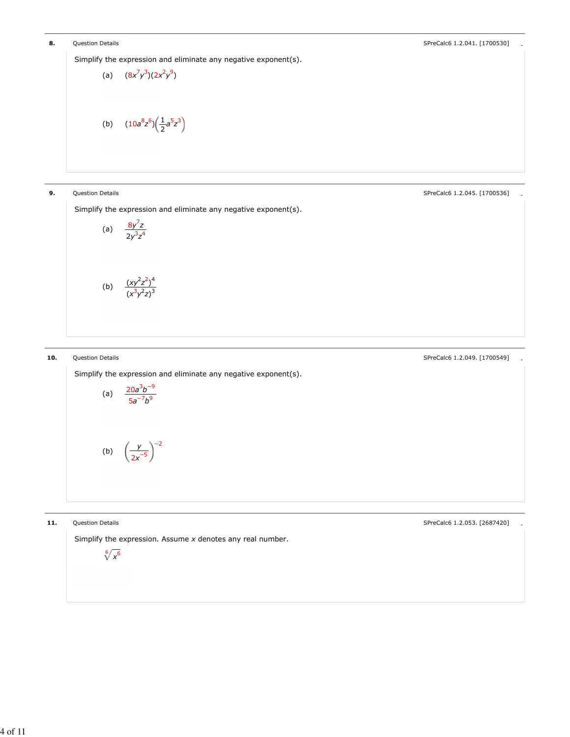**8.** Question Details — SPreCalc6 1.2.041. [1700530]

Simplify the expression and eliminate any negative exponent(s).

(a) $(8x^7y^3)(2x^2y^9)$

(b) $(10a^8z^6)\left(\frac{1}{2}a^5z^3\right)$

**9.** Question Details — SPreCalc6 1.2.045. [1700536]

Simplify the expression and eliminate any negative exponent(s).

(a) $\dfrac{8y^7z}{2y^3z^4}$

(b) $\dfrac{(xy^2z^2)^4}{(x^3y^2z)^3}$

**10.** Question Details — SPreCalc6 1.2.049. [1700549]

Simplify the expression and eliminate any negative exponent(s).

(a) $\dfrac{20a^3b^{-9}}{5a^{-7}b^9}$

(b) $\left(\dfrac{y}{2x^{-5}}\right)^{-2}$

**11.** Question Details — SPreCalc6 1.2.053. [2687420]

Simplify the expression. Assume $x$ denotes any real number.

$\sqrt[6]{x^6}$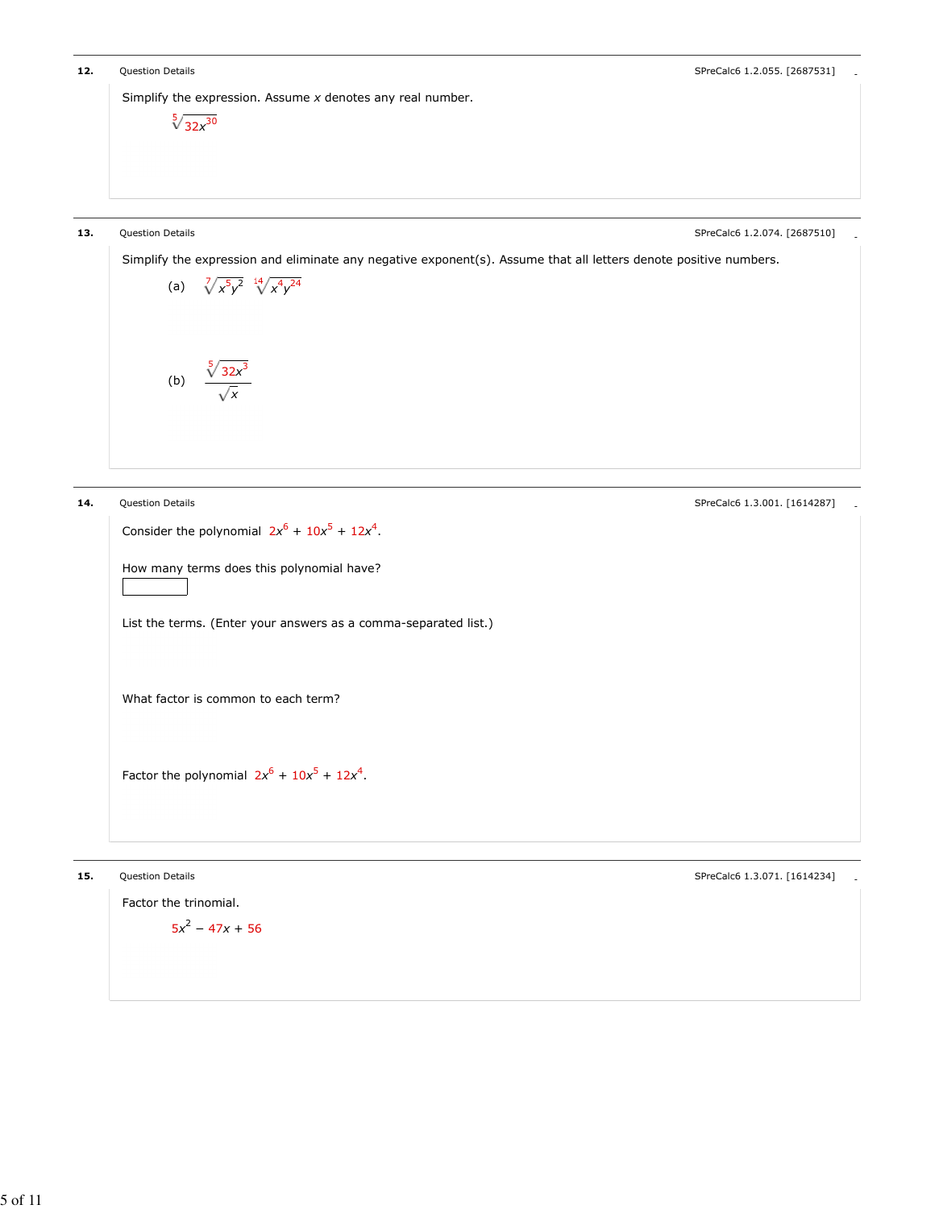**12.** Question Details — SPreCalc6 1.2.055. [2687531]

Simplify the expression. Assume $x$ denotes any real number.

$$\sqrt[5]{32x^{30}}$$

**13.** Question Details — SPreCalc6 1.2.074. [2687510]

Simplify the expression and eliminate any negative exponent(s). Assume that all letters denote positive numbers.

(a) $\sqrt[7]{x^5y^2}\ \sqrt[14]{x^4y^{24}}$

(b) $\dfrac{\sqrt[5]{32x^3}}{\sqrt{x}}$

**14.** Question Details — SPreCalc6 1.3.001. [1614287]

Consider the polynomial $2x^6 + 10x^5 + 12x^4$.

How many terms does this polynomial have?

List the terms. (Enter your answers as a comma-separated list.)

What factor is common to each term?

Factor the polynomial $2x^6 + 10x^5 + 12x^4$.

**15.** Question Details — SPreCalc6 1.3.071. [1614234]

Factor the trinomial.

$$5x^2 - 47x + 56$$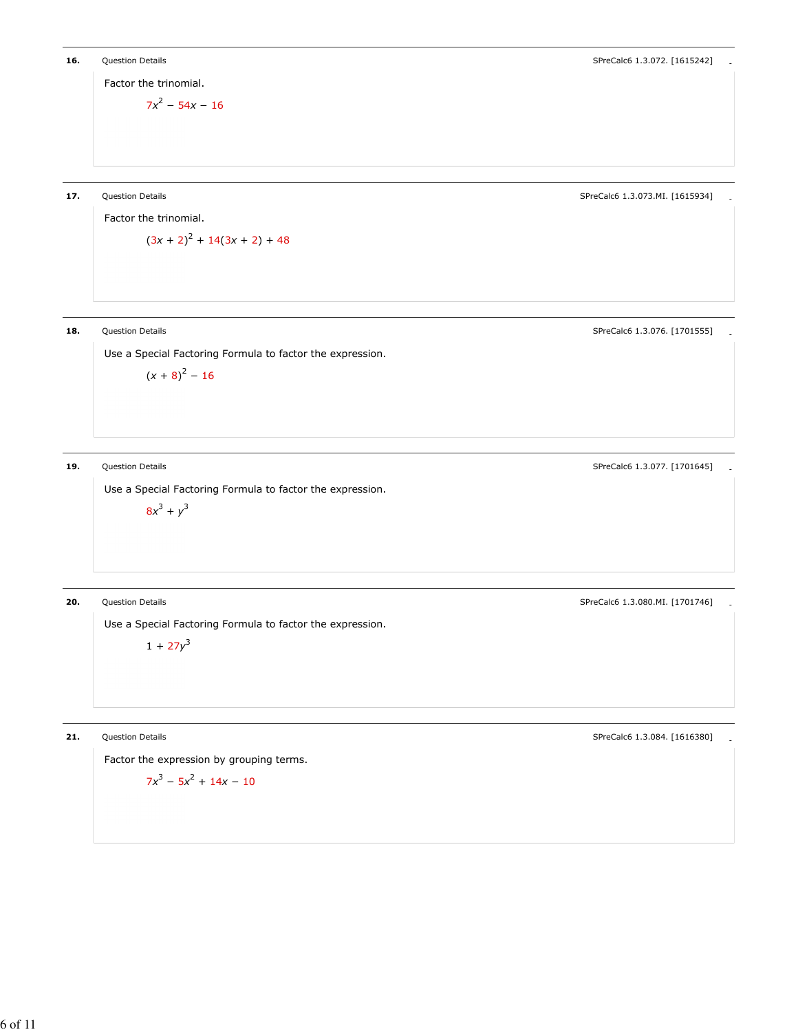**16.** Question Details SPreCalc6 1.3.072. [1615242]

Factor the trinomial.

$7x^2 - 54x - 16$

**17.** Question Details SPreCalc6 1.3.073.MI. [1615934]

Factor the trinomial.

$(3x + 2)^2 + 14(3x + 2) + 48$

**18.** Question Details SPreCalc6 1.3.076. [1701555]

Use a Special Factoring Formula to factor the expression.

$(x + 8)^2 - 16$

**19.** Question Details SPreCalc6 1.3.077. [1701645]

Use a Special Factoring Formula to factor the expression.

$8x^3 + y^3$

**20.** Question Details SPreCalc6 1.3.080.MI. [1701746]

Use a Special Factoring Formula to factor the expression.

$1 + 27y^3$

**21.** Question Details SPreCalc6 1.3.084. [1616380]

Factor the expression by grouping terms.

$7x^3 - 5x^2 + 14x - 10$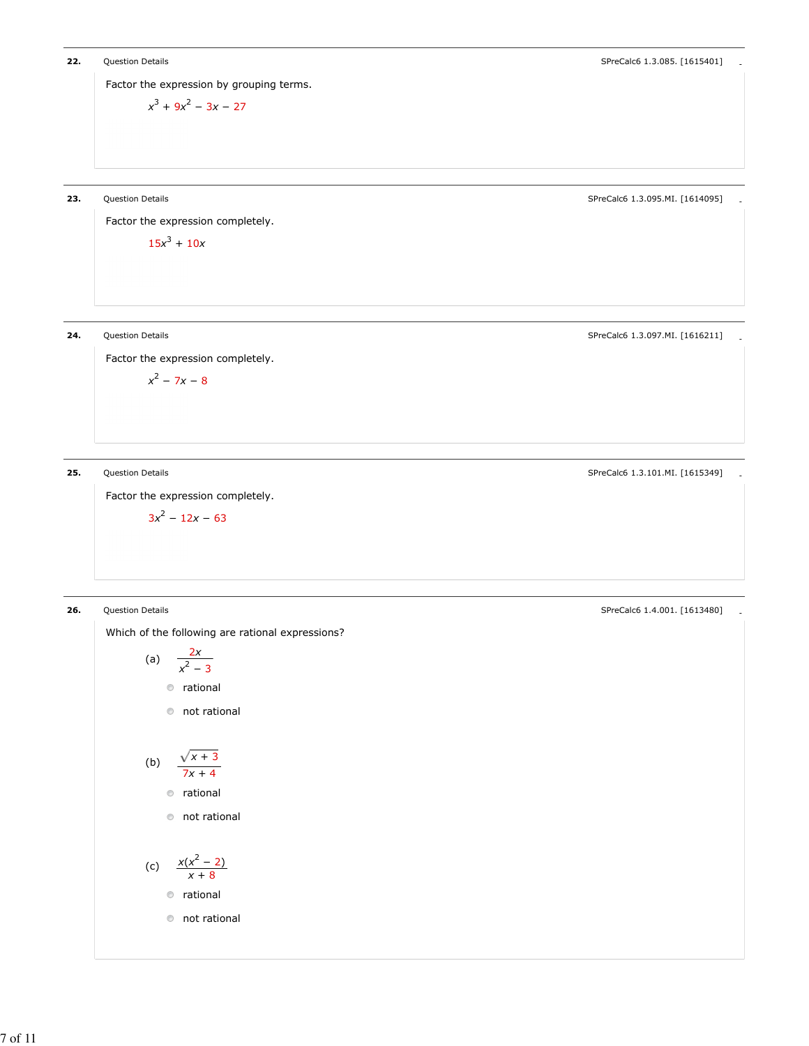**22.** Question Details — SPreCalc6 1.3.085. [1615401]

Factor the expression by grouping terms.

$$x^3 + 9x^2 - 3x - 27$$

**23.** Question Details — SPreCalc6 1.3.095.MI. [1614095]

Factor the expression completely.

$$15x^3 + 10x$$

**24.** Question Details — SPreCalc6 1.3.097.MI. [1616211]

Factor the expression completely.

$$x^2 - 7x - 8$$

**25.** Question Details — SPreCalc6 1.3.101.MI. [1615349]

Factor the expression completely.

$$3x^2 - 12x - 63$$

**26.** Question Details — SPreCalc6 1.4.001. [1613480]

Which of the following are rational expressions?

(a) $\dfrac{2x}{x^2 - 3}$

- rational
- not rational

(b) $\dfrac{\sqrt{x + 3}}{7x + 4}$

- rational
- not rational

(c) $\dfrac{x(x^2 - 2)}{x + 8}$

- rational
- not rational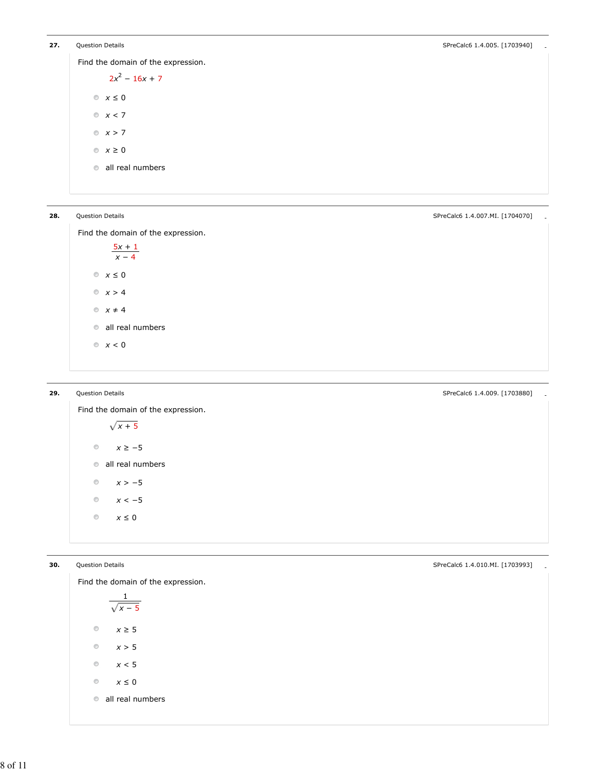**27.** Question Details SPreCalc6 1.4.005. [1703940]

Find the domain of the expression.

$2x^2 - 16x + 7$

- $x \leq 0$
- $x < 7$
- $x > 7$
- $x \geq 0$
- all real numbers

**28.** Question Details SPreCalc6 1.4.007.MI. [1704070]

Find the domain of the expression.

$$\frac{5x + 1}{x - 4}$$

- $x \leq 0$
- $x > 4$
- $x \neq 4$
- all real numbers
- $x < 0$

**29.** Question Details SPreCalc6 1.4.009. [1703880]

Find the domain of the expression.

$\sqrt{x + 5}$

- $x \geq -5$
- all real numbers
- $x > -5$
- $x < -5$
- $x \leq 0$

**30.** Question Details SPreCalc6 1.4.010.MI. [1703993]

Find the domain of the expression.

$$\frac{1}{\sqrt{x - 5}}$$

- $x \geq 5$
- $x > 5$
- $x < 5$
- $x \leq 0$
- all real numbers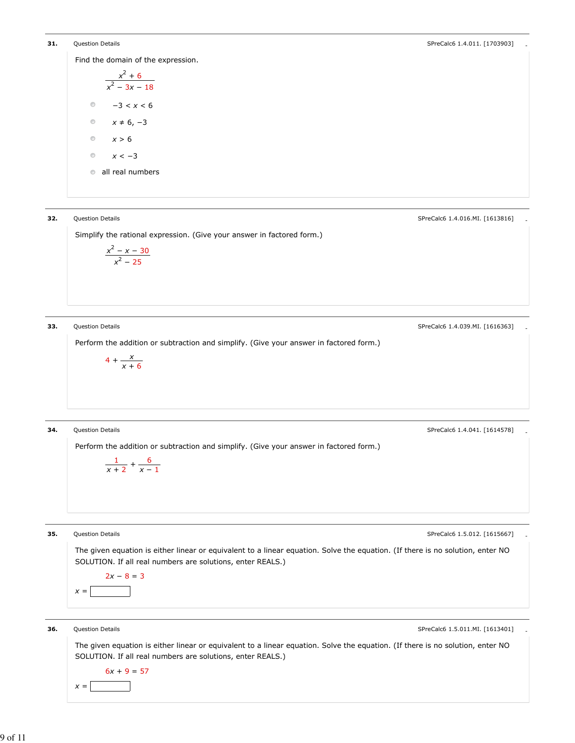**31.** Question Details — SPreCalc6 1.4.011. [1703903]

Find the domain of the expression.

$$\frac{x^2 + 6}{x^2 - 3x - 18}$$

- $-3 < x < 6$
- $x \neq 6, -3$
- $x > 6$
- $x < -3$
- all real numbers

**32.** Question Details — SPreCalc6 1.4.016.MI. [1613816]

Simplify the rational expression. (Give your answer in factored form.)

$$\frac{x^2 - x - 30}{x^2 - 25}$$

**33.** Question Details — SPreCalc6 1.4.039.MI. [1616363]

Perform the addition or subtraction and simplify. (Give your answer in factored form.)

$$4 + \frac{x}{x + 6}$$

**34.** Question Details — SPreCalc6 1.4.041. [1614578]

Perform the addition or subtraction and simplify. (Give your answer in factored form.)

$$\frac{1}{x + 2} + \frac{6}{x - 1}$$

**35.** Question Details — SPreCalc6 1.5.012. [1615667]

The given equation is either linear or equivalent to a linear equation. Solve the equation. (If there is no solution, enter NO SOLUTION. If all real numbers are solutions, enter REALS.)

$$2x - 8 = 3$$

$x =$ ______

**36.** Question Details — SPreCalc6 1.5.011.MI. [1613401]

The given equation is either linear or equivalent to a linear equation. Solve the equation. (If there is no solution, enter NO SOLUTION. If all real numbers are solutions, enter REALS.)

$$6x + 9 = 57$$

$x =$ ______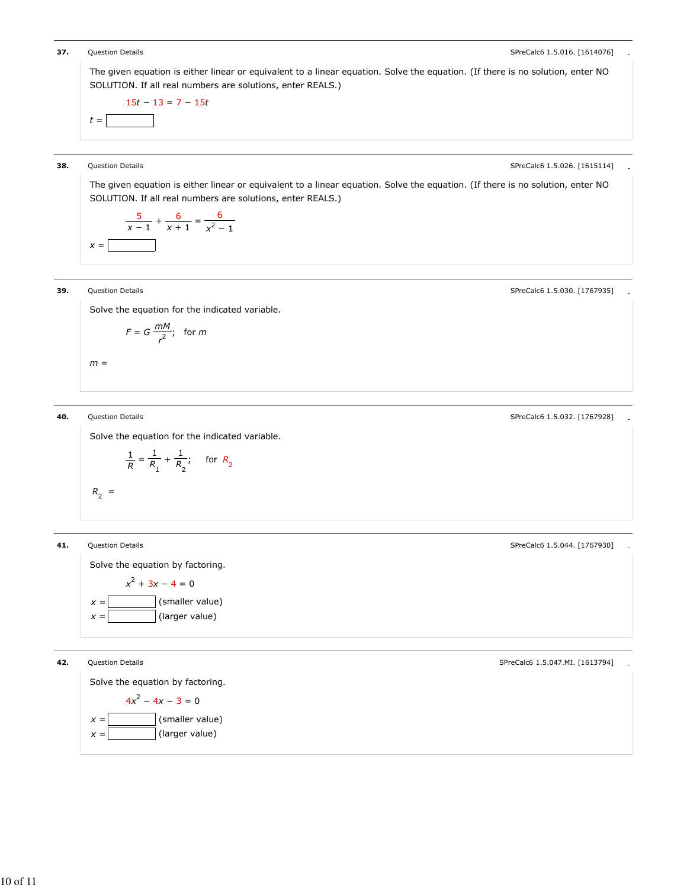**37.** Question Details — SPreCalc6 1.5.016. [1614076]

The given equation is either linear or equivalent to a linear equation. Solve the equation. (If there is no solution, enter NO SOLUTION. If all real numbers are solutions, enter REALS.)

$$15t - 13 = 7 - 15t$$

$t$ = ______

**38.** Question Details — SPreCalc6 1.5.026. [1615114]

The given equation is either linear or equivalent to a linear equation. Solve the equation. (If there is no solution, enter NO SOLUTION. If all real numbers are solutions, enter REALS.)

$$\frac{5}{x-1} + \frac{6}{x+1} = \frac{6}{x^2-1}$$

$x$ = ______

**39.** Question Details — SPreCalc6 1.5.030. [1767935]

Solve the equation for the indicated variable.

$$F = G\frac{mM}{r^2}; \quad \text{for } m$$

$m$ =

**40.** Question Details — SPreCalc6 1.5.032. [1767928]

Solve the equation for the indicated variable.

$$\frac{1}{R} = \frac{1}{R_1} + \frac{1}{R_2}; \quad \text{for } R_2$$

$R_2$ =

**41.** Question Details — SPreCalc6 1.5.044. [1767930]

Solve the equation by factoring.

$$x^2 + 3x - 4 = 0$$

$x$ = ______ (smaller value)

$x$ = ______ (larger value)

**42.** Question Details — SPreCalc6 1.5.047.MI. [1613794]

Solve the equation by factoring.

$$4x^2 - 4x - 3 = 0$$

$x$ = ______ (smaller value)

$x$ = ______ (larger value)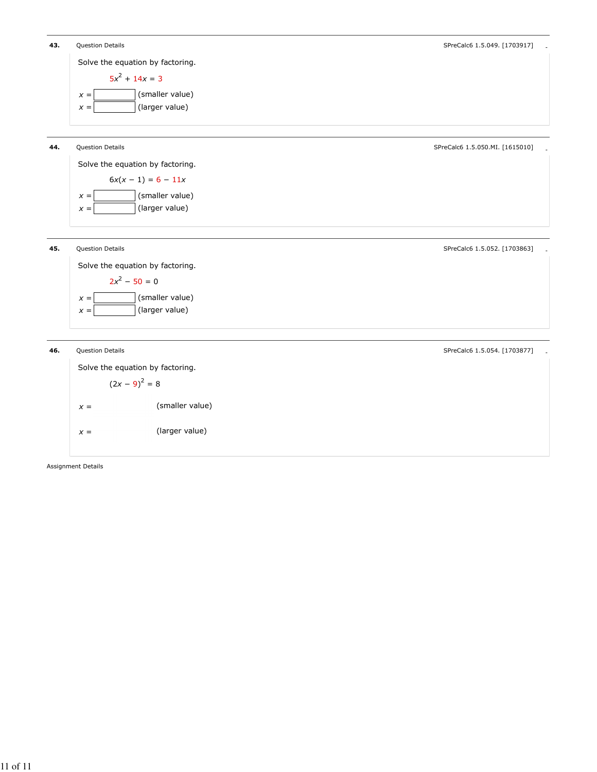**43.** Question Details SPreCalc6 1.5.049. [1703917]

Solve the equation by factoring.

$$5x^2 + 14x = 3$$

$x =$ (smaller value)

$x =$ (larger value)

**44.** Question Details SPreCalc6 1.5.050.MI. [1615010]

Solve the equation by factoring.

$$6x(x - 1) = 6 - 11x$$

$x =$ (smaller value)

$x =$ (larger value)

**45.** Question Details SPreCalc6 1.5.052. [1703863]

Solve the equation by factoring.

$$2x^2 - 50 = 0$$

$x =$ (smaller value)

$x =$ (larger value)

**46.** Question Details SPreCalc6 1.5.054. [1703877]

Solve the equation by factoring.

$$(2x - 9)^2 = 8$$

$x =$ (smaller value)

$x =$ (larger value)

Assignment Details